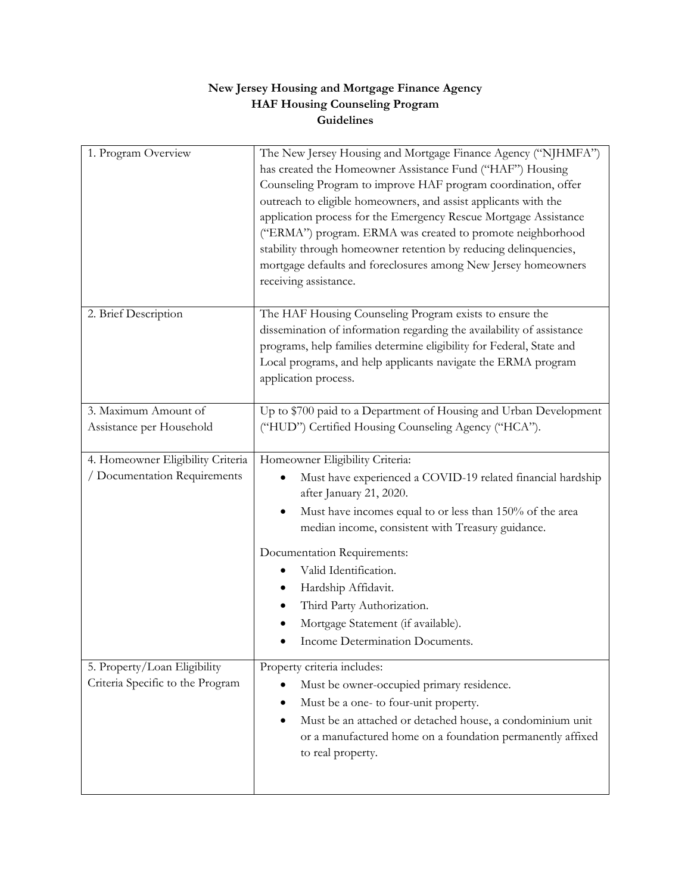# New Jersey Housing and Mortgage Finance Agency
## HAF Housing Counseling Program
## Guidelines

| | |
|---|---|
| 1. Program Overview | The New Jersey Housing and Mortgage Finance Agency ("NJHMFA") has created the Homeowner Assistance Fund ("HAF") Housing Counseling Program to improve HAF program coordination, offer outreach to eligible homeowners, and assist applicants with the application process for the Emergency Rescue Mortgage Assistance ("ERMA") program. ERMA was created to promote neighborhood stability through homeowner retention by reducing delinquencies, mortgage defaults and foreclosures among New Jersey homeowners receiving assistance. |
| 2. Brief Description | The HAF Housing Counseling Program exists to ensure the dissemination of information regarding the availability of assistance programs, help families determine eligibility for Federal, State and Local programs, and help applicants navigate the ERMA program application process. |
| 3. Maximum Amount of Assistance per Household | Up to $700 paid to a Department of Housing and Urban Development ("HUD") Certified Housing Counseling Agency ("HCA"). |
| 4. Homeowner Eligibility Criteria / Documentation Requirements | Homeowner Eligibility Criteria:<br>• Must have experienced a COVID-19 related financial hardship after January 21, 2020.<br>• Must have incomes equal to or less than 150% of the area median income, consistent with Treasury guidance.<br><br>Documentation Requirements:<br>• Valid Identification.<br>• Hardship Affidavit.<br>• Third Party Authorization.<br>• Mortgage Statement (if available).<br>• Income Determination Documents. |
| 5. Property/Loan Eligibility Criteria Specific to the Program | Property criteria includes:<br>• Must be owner-occupied primary residence.<br>• Must be a one- to four-unit property.<br>• Must be an attached or detached house, a condominium unit or a manufactured home on a foundation permanently affixed to real property. |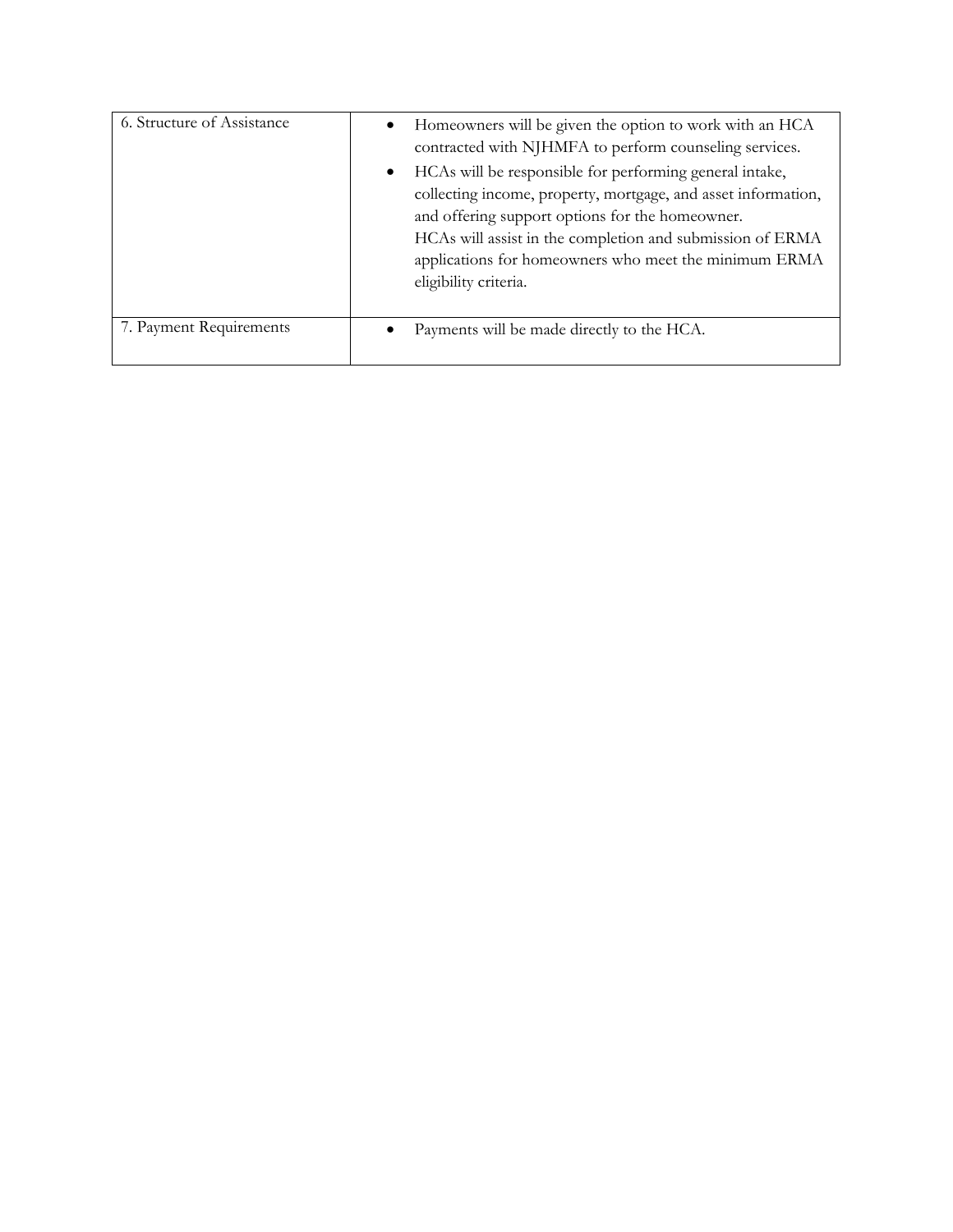| | |
|---|---|
| 6. Structure of Assistance | • Homeowners will be given the option to work with an HCA contracted with NJHMFA to perform counseling services.<br>• HCAs will be responsible for performing general intake, collecting income, property, mortgage, and asset information, and offering support options for the homeowner.<br>HCAs will assist in the completion and submission of ERMA applications for homeowners who meet the minimum ERMA eligibility criteria. |
| 7. Payment Requirements | • Payments will be made directly to the HCA. |